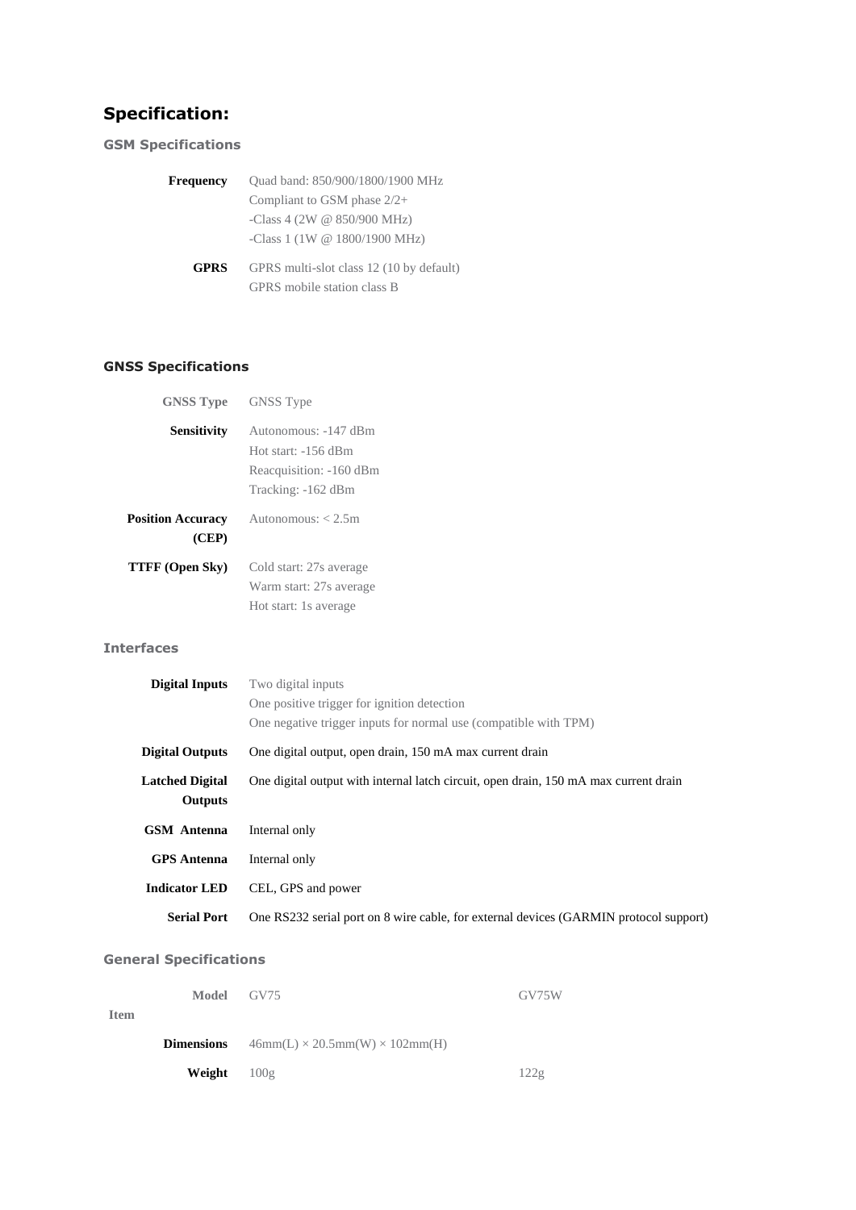## Specification:

### GSM Specifications

| | |
|---|---|
| **Frequency** | Quad band: 850/900/1800/1900 MHz<br>Compliant to GSM phase 2/2+<br>-Class 4 (2W @ 850/900 MHz)<br>-Class 1 (1W @ 1800/1900 MHz) |
| **GPRS** | GPRS multi-slot class 12 (10 by default)<br>GPRS mobile station class B |

### GNSS Specifications

| | |
|---|---|
| **GNSS Type** | GNSS Type |
| **Sensitivity** | Autonomous: -147 dBm<br>Hot start: -156 dBm<br>Reacquisition: -160 dBm<br>Tracking: -162 dBm |
| **Position Accuracy (CEP)** | Autonomous: < 2.5m |
| **TTFF (Open Sky)** | Cold start: 27s average<br>Warm start: 27s average<br>Hot start: 1s average |

### Interfaces

| | |
|---|---|
| **Digital Inputs** | Two digital inputs<br>One positive trigger for ignition detection<br>One negative trigger inputs for normal use (compatible with TPM) |
| **Digital Outputs** | One digital output, open drain, 150 mA max current drain |
| **Latched Digital Outputs** | One digital output with internal latch circuit, open drain, 150 mA max current drain |
| **GSM Antenna** | Internal only |
| **GPS Antenna** | Internal only |
| **Indicator LED** | CEL, GPS and power |
| **Serial Port** | One RS232 serial port on 8 wire cable, for external devices (GARMIN protocol support) |

### General Specifications

| **Model** / **Item** | GV75 | GV75W |
|---|---|---|
| **Dimensions** | 46mm(L) × 20.5mm(W) × 102mm(H) | |
| **Weight** | 100g | 122g |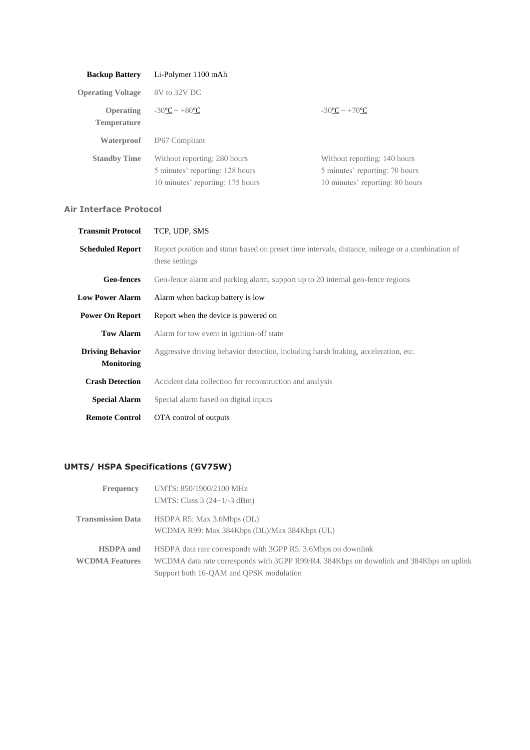| | | |
|---|---|---|
| **Backup Battery** | Li-Polymer 1100 mAh | |
| **Operating Voltage** | 8V to 32V DC | |
| **Operating Temperature** | -30℃ ~ +80℃ | -30℃ ~ +70℃ |
| **Waterproof** | IP67 Compliant | |
| **Standby Time** | Without reporting: 280 hours<br>5 minutes' reporting: 128 hours<br>10 minutes' reporting: 175 hours | Without reporting: 140 hours<br>5 minutes' reporting: 70 hours<br>10 minutes' reporting: 80 hours |

### Air Interface Protocol

| | |
|---|---|
| **Transmit Protocol** | TCP, UDP, SMS |
| **Scheduled Report** | Report position and status based on preset time intervals, distance, mileage or a combination of these settings |
| **Geo-fences** | Geo-fence alarm and parking alarm, support up to 20 internal geo-fence regions |
| **Low Power Alarm** | Alarm when backup battery is low |
| **Power On Report** | Report when the device is powered on |
| **Tow Alarm** | Alarm for tow event in ignition-off state |
| **Driving Behavior Monitoring** | Aggressive driving behavior detection, including harsh braking, acceleration, etc. |
| **Crash Detection** | Accident data collection for reconstruction and analysis |
| **Special Alarm** | Special alarm based on digital inputs |
| **Remote Control** | OTA control of outputs |

### UMTS/ HSPA Specifications (GV75W)

| | |
|---|---|
| **Frequency** | UMTS: 850/1900/2100 MHz<br>UMTS: Class 3 (24+1/-3 dBm) |
| **Transmission Data** | HSDPA R5: Max 3.6Mbps (DL)<br>WCDMA R99: Max 384Kbps (DL)/Max 384Kbps (UL) |
| **HSDPA and WCDMA Features** | HSDPA data rate corresponds with 3GPP R5. 3.6Mbps on downlink<br>WCDMA data rate corresponds with 3GPP R99/R4. 384Kbps on downlink and 384Kbps on uplink<br>Support both 16-QAM and QPSK modulation |